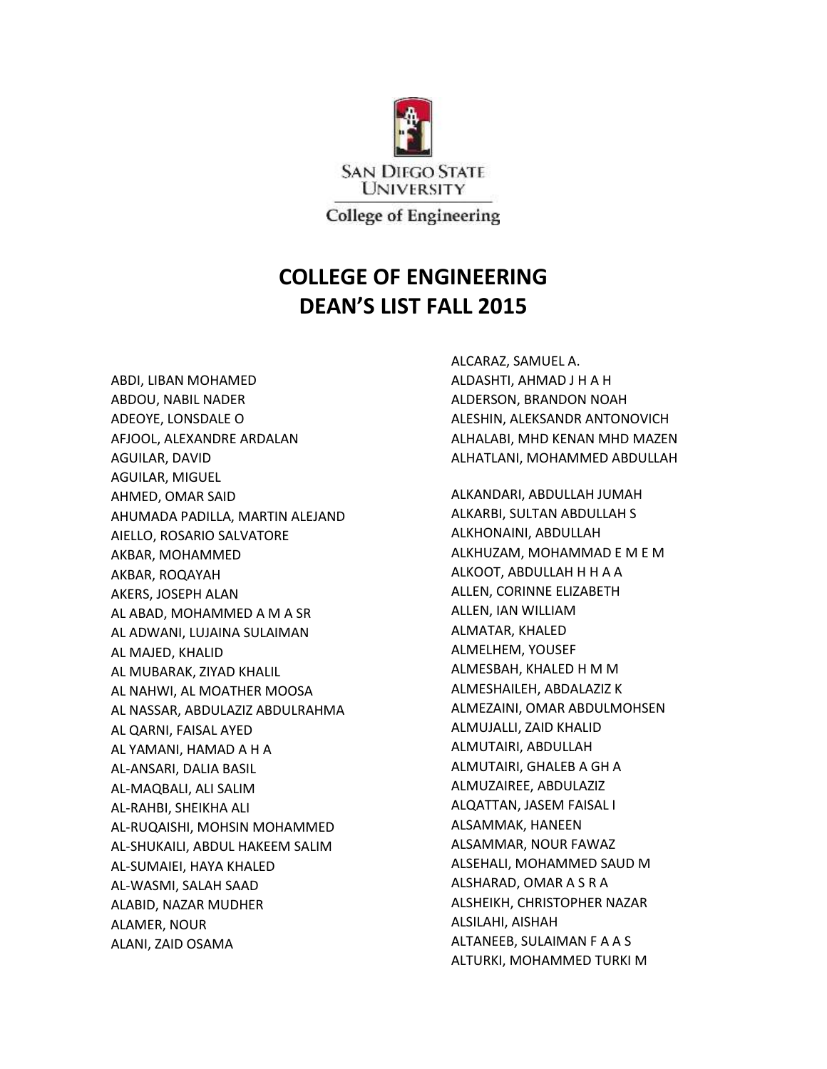San Diego State University
College of Engineering

# COLLEGE OF ENGINEERING DEAN'S LIST FALL 2015

ABDI, LIBAN MOHAMED
ABDOU, NABIL NADER
ADEOYE, LONSDALE O
AFJOOL, ALEXANDRE ARDALAN
AGUILAR, DAVID
AGUILAR, MIGUEL
AHMED, OMAR SAID
AHUMADA PADILLA, MARTIN ALEJAND
AIELLO, ROSARIO SALVATORE
AKBAR, MOHAMMED
AKBAR, ROQAYAH
AKERS, JOSEPH ALAN
AL ABAD, MOHAMMED A M A SR
AL ADWANI, LUJAINA SULAIMAN
AL MAJED, KHALID
AL MUBARAK, ZIYAD KHALIL
AL NAHWI, AL MOATHER MOOSA
AL NASSAR, ABDULAZIZ ABDULRAHMA
AL QARNI, FAISAL AYED
AL YAMANI, HAMAD A H A
AL-ANSARI, DALIA BASIL
AL-MAQBALI, ALI SALIM
AL-RAHBI, SHEIKHA ALI
AL-RUQAISHI, MOHSIN MOHAMMED
AL-SHUKAILI, ABDUL HAKEEM SALIM
AL-SUMAIEI, HAYA KHALED
AL-WASMI, SALAH SAAD
ALABID, NAZAR MUDHER
ALAMER, NOUR
ALANI, ZAID OSAMA
ALCARAZ, SAMUEL A.
ALDASHTI, AHMAD J H A H
ALDERSON, BRANDON NOAH
ALESHIN, ALEKSANDR ANTONOVICH
ALHALABI, MHD KENAN MHD MAZEN
ALHATLANI, MOHAMMED ABDULLAH
ALKANDARI, ABDULLAH JUMAH
ALKARBI, SULTAN ABDULLAH S
ALKHONAINI, ABDULLAH
ALKHUZAM, MOHAMMAD E M E M
ALKOOT, ABDULLAH H H A A
ALLEN, CORINNE ELIZABETH
ALLEN, IAN WILLIAM
ALMATAR, KHALED
ALMELHEM, YOUSEF
ALMESBAH, KHALED H M M
ALMESHAILEH, ABDALAZIZ K
ALMEZAINI, OMAR ABDULMOHSEN
ALMUJALLI, ZAID KHALID
ALMUTAIRI, ABDULLAH
ALMUTAIRI, GHALEB A GH A
ALMUZAIREE, ABDULAZIZ
ALQATTAN, JASEM FAISAL I
ALSAMMAK, HANEEN
ALSAMMAR, NOUR FAWAZ
ALSEHALI, MOHAMMED SAUD M
ALSHARAD, OMAR A S R A
ALSHEIKH, CHRISTOPHER NAZAR
ALSILAHI, AISHAH
ALTANEEB, SULAIMAN F A A S
ALTURKI, MOHAMMED TURKI M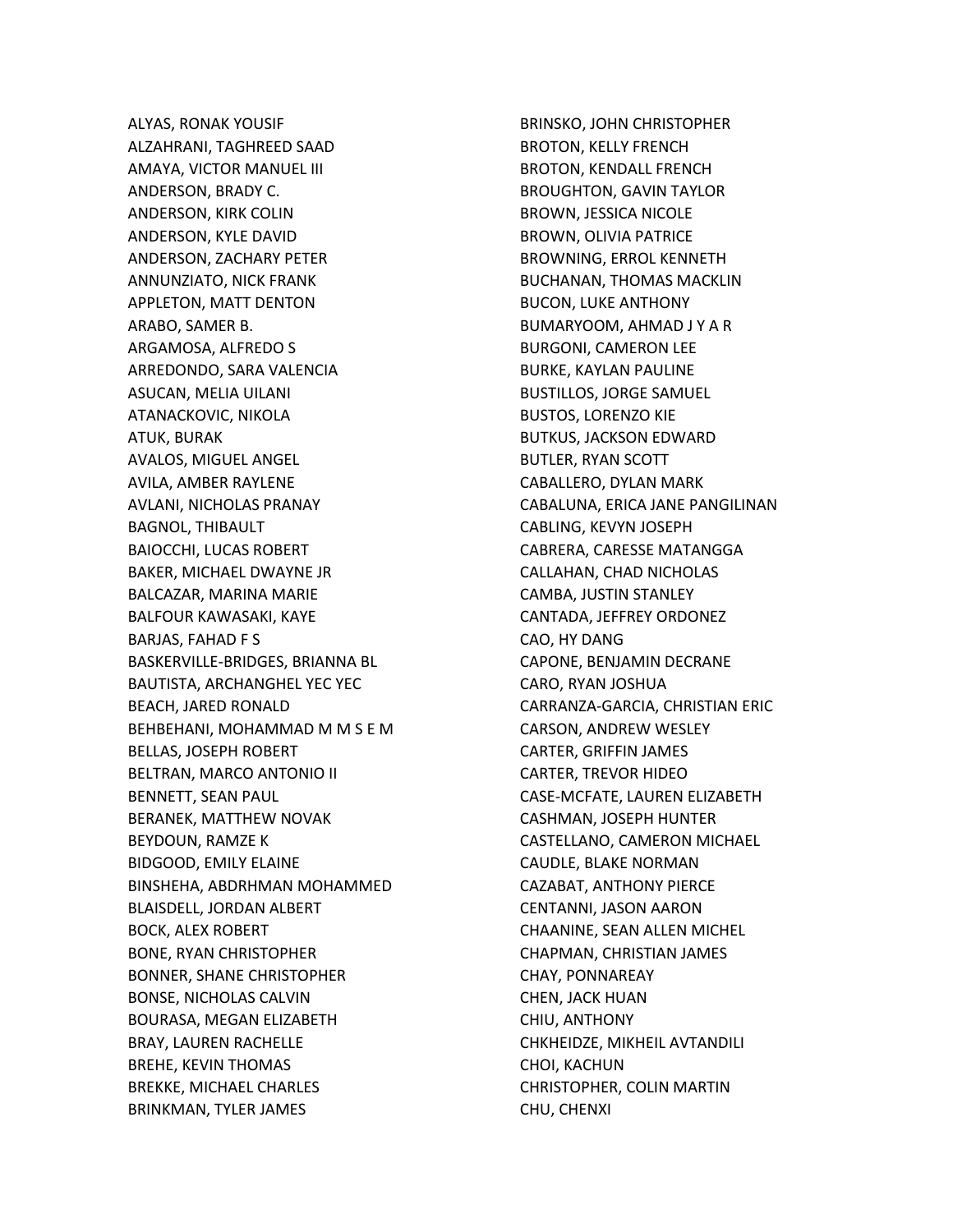ALYAS, RONAK YOUSIF
ALZAHRANI, TAGHREED SAAD
AMAYA, VICTOR MANUEL III
ANDERSON, BRADY C.
ANDERSON, KIRK COLIN
ANDERSON, KYLE DAVID
ANDERSON, ZACHARY PETER
ANNUNZIATO, NICK FRANK
APPLETON, MATT DENTON
ARABO, SAMER B.
ARGAMOSA, ALFREDO S
ARREDONDO, SARA VALENCIA
ASUCAN, MELIA UILANI
ATANACKOVIC, NIKOLA
ATUK, BURAK
AVALOS, MIGUEL ANGEL
AVILA, AMBER RAYLENE
AVLANI, NICHOLAS PRANAY
BAGNOL, THIBAULT
BAIOCCHI, LUCAS ROBERT
BAKER, MICHAEL DWAYNE JR
BALCAZAR, MARINA MARIE
BALFOUR KAWASAKI, KAYE
BARJAS, FAHAD F S
BASKERVILLE-BRIDGES, BRIANNA BL
BAUTISTA, ARCHANGHEL YEC YEC
BEACH, JARED RONALD
BEHBEHANI, MOHAMMAD M M S E M
BELLAS, JOSEPH ROBERT
BELTRAN, MARCO ANTONIO II
BENNETT, SEAN PAUL
BERANEK, MATTHEW NOVAK
BEYDOUN, RAMZE K
BIDGOOD, EMILY ELAINE
BINSHEHA, ABDRHMAN MOHAMMED
BLAISDELL, JORDAN ALBERT
BOCK, ALEX ROBERT
BONE, RYAN CHRISTOPHER
BONNER, SHANE CHRISTOPHER
BONSE, NICHOLAS CALVIN
BOURASA, MEGAN ELIZABETH
BRAY, LAUREN RACHELLE
BREHE, KEVIN THOMAS
BREKKE, MICHAEL CHARLES
BRINKMAN, TYLER JAMES
BRINSKO, JOHN CHRISTOPHER
BROTON, KELLY FRENCH
BROTON, KENDALL FRENCH
BROUGHTON, GAVIN TAYLOR
BROWN, JESSICA NICOLE
BROWN, OLIVIA PATRICE
BROWNING, ERROL KENNETH
BUCHANAN, THOMAS MACKLIN
BUCON, LUKE ANTHONY
BUMARYOOM, AHMAD J Y A R
BURGONI, CAMERON LEE
BURKE, KAYLAN PAULINE
BUSTILLOS, JORGE SAMUEL
BUSTOS, LORENZO KIE
BUTKUS, JACKSON EDWARD
BUTLER, RYAN SCOTT
CABALLERO, DYLAN MARK
CABALUNA, ERICA JANE PANGILINAN
CABLING, KEVYN JOSEPH
CABRERA, CARESSE MATANGGA
CALLAHAN, CHAD NICHOLAS
CAMBA, JUSTIN STANLEY
CANTADA, JEFFREY ORDONEZ
CAO, HY DANG
CAPONE, BENJAMIN DECRANE
CARO, RYAN JOSHUA
CARRANZA-GARCIA, CHRISTIAN ERIC
CARSON, ANDREW WESLEY
CARTER, GRIFFIN JAMES
CARTER, TREVOR HIDEO
CASE-MCFATE, LAUREN ELIZABETH
CASHMAN, JOSEPH HUNTER
CASTELLANO, CAMERON MICHAEL
CAUDLE, BLAKE NORMAN
CAZABAT, ANTHONY PIERCE
CENTANNI, JASON AARON
CHAANINE, SEAN ALLEN MICHEL
CHAPMAN, CHRISTIAN JAMES
CHAY, PONNAREAY
CHEN, JACK HUAN
CHIU, ANTHONY
CHKHEIDZE, MIKHEIL AVTANDILI
CHOI, KACHUN
CHRISTOPHER, COLIN MARTIN
CHU, CHENXI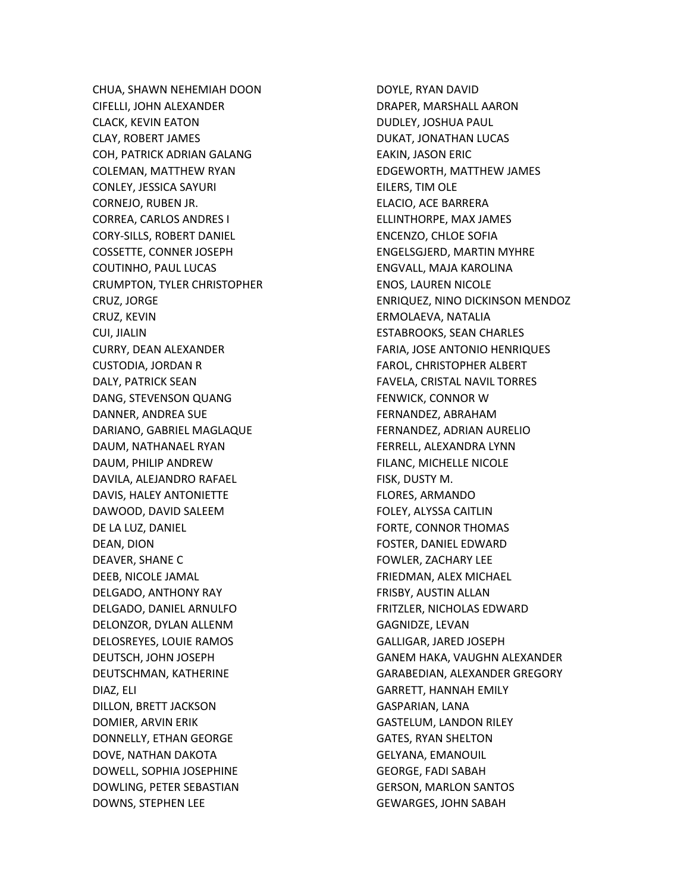CHUA, SHAWN NEHEMIAH DOON
CIFELLI, JOHN ALEXANDER
CLACK, KEVIN EATON
CLAY, ROBERT JAMES
COH, PATRICK ADRIAN GALANG
COLEMAN, MATTHEW RYAN
CONLEY, JESSICA SAYURI
CORNEJO, RUBEN JR.
CORREA, CARLOS ANDRES I
CORY-SILLS, ROBERT DANIEL
COSSETTE, CONNER JOSEPH
COUTINHO, PAUL LUCAS
CRUMPTON, TYLER CHRISTOPHER
CRUZ, JORGE
CRUZ, KEVIN
CUI, JIALIN
CURRY, DEAN ALEXANDER
CUSTODIA, JORDAN R
DALY, PATRICK SEAN
DANG, STEVENSON QUANG
DANNER, ANDREA SUE
DARIANO, GABRIEL MAGLAQUE
DAUM, NATHANAEL RYAN
DAUM, PHILIP ANDREW
DAVILA, ALEJANDRO RAFAEL
DAVIS, HALEY ANTONIETTE
DAWOOD, DAVID SALEEM
DE LA LUZ, DANIEL
DEAN, DION
DEAVER, SHANE C
DEEB, NICOLE JAMAL
DELGADO, ANTHONY RAY
DELGADO, DANIEL ARNULFO
DELONZOR, DYLAN ALLENM
DELOSREYES, LOUIE RAMOS
DEUTSCH, JOHN JOSEPH
DEUTSCHMAN, KATHERINE
DIAZ, ELI
DILLON, BRETT JACKSON
DOMIER, ARVIN ERIK
DONNELLY, ETHAN GEORGE
DOVE, NATHAN DAKOTA
DOWELL, SOPHIA JOSEPHINE
DOWLING, PETER SEBASTIAN
DOWNS, STEPHEN LEE
DOYLE, RYAN DAVID
DRAPER, MARSHALL AARON
DUDLEY, JOSHUA PAUL
DUKAT, JONATHAN LUCAS
EAKIN, JASON ERIC
EDGEWORTH, MATTHEW JAMES
EILERS, TIM OLE
ELACIO, ACE BARRERA
ELLINTHORPE, MAX JAMES
ENCENZO, CHLOE SOFIA
ENGELSGJERD, MARTIN MYHRE
ENGVALL, MAJA KAROLINA
ENOS, LAUREN NICOLE
ENRIQUEZ, NINO DICKINSON MENDOZ
ERMOLAEVA, NATALIA
ESTABROOKS, SEAN CHARLES
FARIA, JOSE ANTONIO HENRIQUES
FAROL, CHRISTOPHER ALBERT
FAVELA, CRISTAL NAVIL TORRES
FENWICK, CONNOR W
FERNANDEZ, ABRAHAM
FERNANDEZ, ADRIAN AURELIO
FERRELL, ALEXANDRA LYNN
FILANC, MICHELLE NICOLE
FISK, DUSTY M.
FLORES, ARMANDO
FOLEY, ALYSSA CAITLIN
FORTE, CONNOR THOMAS
FOSTER, DANIEL EDWARD
FOWLER, ZACHARY LEE
FRIEDMAN, ALEX MICHAEL
FRISBY, AUSTIN ALLAN
FRITZLER, NICHOLAS EDWARD
GAGNIDZE, LEVAN
GALLIGAR, JARED JOSEPH
GANEM HAKA, VAUGHN ALEXANDER
GARABEDIAN, ALEXANDER GREGORY
GARRETT, HANNAH EMILY
GASPARIAN, LANA
GASTELUM, LANDON RILEY
GATES, RYAN SHELTON
GELYANA, EMANOUIL
GEORGE, FADI SABAH
GERSON, MARLON SANTOS
GEWARGES, JOHN SABAH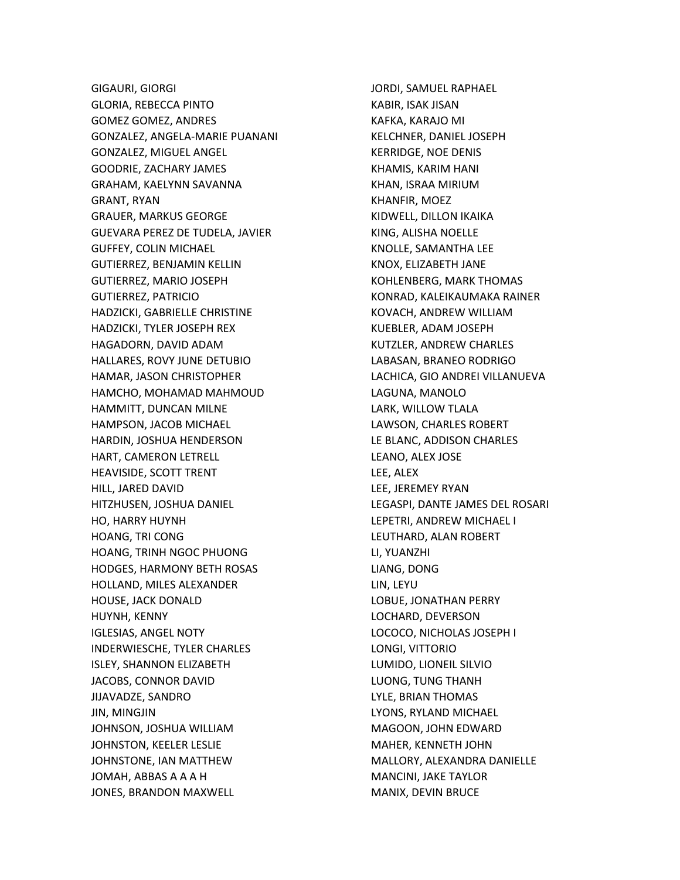GIGAURI, GIORGI
GLORIA, REBECCA PINTO
GOMEZ GOMEZ, ANDRES
GONZALEZ, ANGELA-MARIE PUANANI
GONZALEZ, MIGUEL ANGEL
GOODRIE, ZACHARY JAMES
GRAHAM, KAELYNN SAVANNA
GRANT, RYAN
GRAUER, MARKUS GEORGE
GUEVARA PEREZ DE TUDELA, JAVIER
GUFFEY, COLIN MICHAEL
GUTIERREZ, BENJAMIN KELLIN
GUTIERREZ, MARIO JOSEPH
GUTIERREZ, PATRICIO
HADZICKI, GABRIELLE CHRISTINE
HADZICKI, TYLER JOSEPH REX
HAGADORN, DAVID ADAM
HALLARES, ROVY JUNE DETUBIO
HAMAR, JASON CHRISTOPHER
HAMCHO, MOHAMAD MAHMOUD
HAMMITT, DUNCAN MILNE
HAMPSON, JACOB MICHAEL
HARDIN, JOSHUA HENDERSON
HART, CAMERON LETRELL
HEAVISIDE, SCOTT TRENT
HILL, JARED DAVID
HITZHUSEN, JOSHUA DANIEL
HO, HARRY HUYNH
HOANG, TRI CONG
HOANG, TRINH NGOC PHUONG
HODGES, HARMONY BETH ROSAS
HOLLAND, MILES ALEXANDER
HOUSE, JACK DONALD
HUYNH, KENNY
IGLESIAS, ANGEL NOTY
INDERWIESCHE, TYLER CHARLES
ISLEY, SHANNON ELIZABETH
JACOBS, CONNOR DAVID
JIJAVADZE, SANDRO
JIN, MINGJIN
JOHNSON, JOSHUA WILLIAM
JOHNSTON, KEELER LESLIE
JOHNSTONE, IAN MATTHEW
JOMAH, ABBAS A A A H
JONES, BRANDON MAXWELL
JORDI, SAMUEL RAPHAEL
KABIR, ISAK JISAN
KAFKA, KARAJO MI
KELCHNER, DANIEL JOSEPH
KERRIDGE, NOE DENIS
KHAMIS, KARIM HANI
KHAN, ISRAA MIRIUM
KHANFIR, MOEZ
KIDWELL, DILLON IKAIKA
KING, ALISHA NOELLE
KNOLLE, SAMANTHA LEE
KNOX, ELIZABETH JANE
KOHLENBERG, MARK THOMAS
KONRAD, KALEIKAUMAKA RAINER
KOVACH, ANDREW WILLIAM
KUEBLER, ADAM JOSEPH
KUTZLER, ANDREW CHARLES
LABASAN, BRANEO RODRIGO
LACHICA, GIO ANDREI VILLANUEVA
LAGUNA, MANOLO
LARK, WILLOW TLALA
LAWSON, CHARLES ROBERT
LE BLANC, ADDISON CHARLES
LEANO, ALEX JOSE
LEE, ALEX
LEE, JEREMEY RYAN
LEGASPI, DANTE JAMES DEL ROSARI
LEPETRI, ANDREW MICHAEL I
LEUTHARD, ALAN ROBERT
LI, YUANZHI
LIANG, DONG
LIN, LEYU
LOBUE, JONATHAN PERRY
LOCHARD, DEVERSON
LOCOCO, NICHOLAS JOSEPH I
LONGI, VITTORIO
LUMIDO, LIONEIL SILVIO
LUONG, TUNG THANH
LYLE, BRIAN THOMAS
LYONS, RYLAND MICHAEL
MAGOON, JOHN EDWARD
MAHER, KENNETH JOHN
MALLORY, ALEXANDRA DANIELLE
MANCINI, JAKE TAYLOR
MANIX, DEVIN BRUCE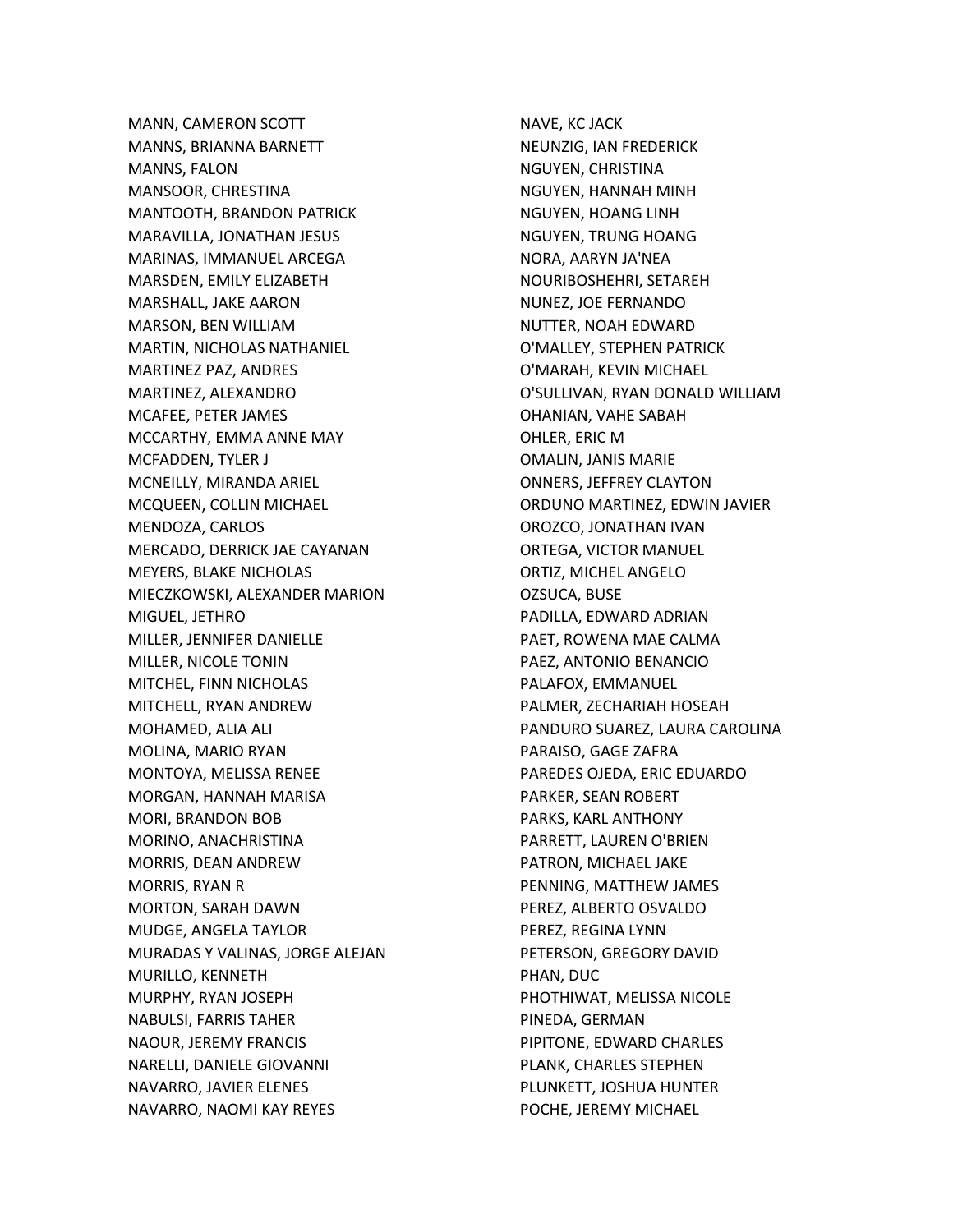MANN, CAMERON SCOTT
MANNS, BRIANNA BARNETT
MANNS, FALON
MANSOOR, CHRESTINA
MANTOOTH, BRANDON PATRICK
MARAVILLA, JONATHAN JESUS
MARINAS, IMMANUEL ARCEGA
MARSDEN, EMILY ELIZABETH
MARSHALL, JAKE AARON
MARSON, BEN WILLIAM
MARTIN, NICHOLAS NATHANIEL
MARTINEZ PAZ, ANDRES
MARTINEZ, ALEXANDRO
MCAFEE, PETER JAMES
MCCARTHY, EMMA ANNE MAY
MCFADDEN, TYLER J
MCNEILLY, MIRANDA ARIEL
MCQUEEN, COLLIN MICHAEL
MENDOZA, CARLOS
MERCADO, DERRICK JAE CAYANAN
MEYERS, BLAKE NICHOLAS
MIECZKOWSKI, ALEXANDER MARION
MIGUEL, JETHRO
MILLER, JENNIFER DANIELLE
MILLER, NICOLE TONIN
MITCHEL, FINN NICHOLAS
MITCHELL, RYAN ANDREW
MOHAMED, ALIA ALI
MOLINA, MARIO RYAN
MONTOYA, MELISSA RENEE
MORGAN, HANNAH MARISA
MORI, BRANDON BOB
MORINO, ANACHRISTINA
MORRIS, DEAN ANDREW
MORRIS, RYAN R
MORTON, SARAH DAWN
MUDGE, ANGELA TAYLOR
MURADAS Y VALINAS, JORGE ALEJAN
MURILLO, KENNETH
MURPHY, RYAN JOSEPH
NABULSI, FARRIS TAHER
NAOUR, JEREMY FRANCIS
NARELLI, DANIELE GIOVANNI
NAVARRO, JAVIER ELENES
NAVARRO, NAOMI KAY REYES
NAVE, KC JACK
NEUNZIG, IAN FREDERICK
NGUYEN, CHRISTINA
NGUYEN, HANNAH MINH
NGUYEN, HOANG LINH
NGUYEN, TRUNG HOANG
NORA, AARYN JA'NEA
NOURIBOSHEHRI, SETAREH
NUNEZ, JOE FERNANDO
NUTTER, NOAH EDWARD
O'MALLEY, STEPHEN PATRICK
O'MARAH, KEVIN MICHAEL
O'SULLIVAN, RYAN DONALD WILLIAM
OHANIAN, VAHE SABAH
OHLER, ERIC M
OMALIN, JANIS MARIE
ONNERS, JEFFREY CLAYTON
ORDUNO MARTINEZ, EDWIN JAVIER
OROZCO, JONATHAN IVAN
ORTEGA, VICTOR MANUEL
ORTIZ, MICHEL ANGELO
OZSUCA, BUSE
PADILLA, EDWARD ADRIAN
PAET, ROWENA MAE CALMA
PAEZ, ANTONIO BENANCIO
PALAFOX, EMMANUEL
PALMER, ZECHARIAH HOSEAH
PANDURO SUAREZ, LAURA CAROLINA
PARAISO, GAGE ZAFRA
PAREDES OJEDA, ERIC EDUARDO
PARKER, SEAN ROBERT
PARKS, KARL ANTHONY
PARRETT, LAUREN O'BRIEN
PATRON, MICHAEL JAKE
PENNING, MATTHEW JAMES
PEREZ, ALBERTO OSVALDO
PEREZ, REGINA LYNN
PETERSON, GREGORY DAVID
PHAN, DUC
PHOTHIWAT, MELISSA NICOLE
PINEDA, GERMAN
PIPITONE, EDWARD CHARLES
PLANK, CHARLES STEPHEN
PLUNKETT, JOSHUA HUNTER
POCHE, JEREMY MICHAEL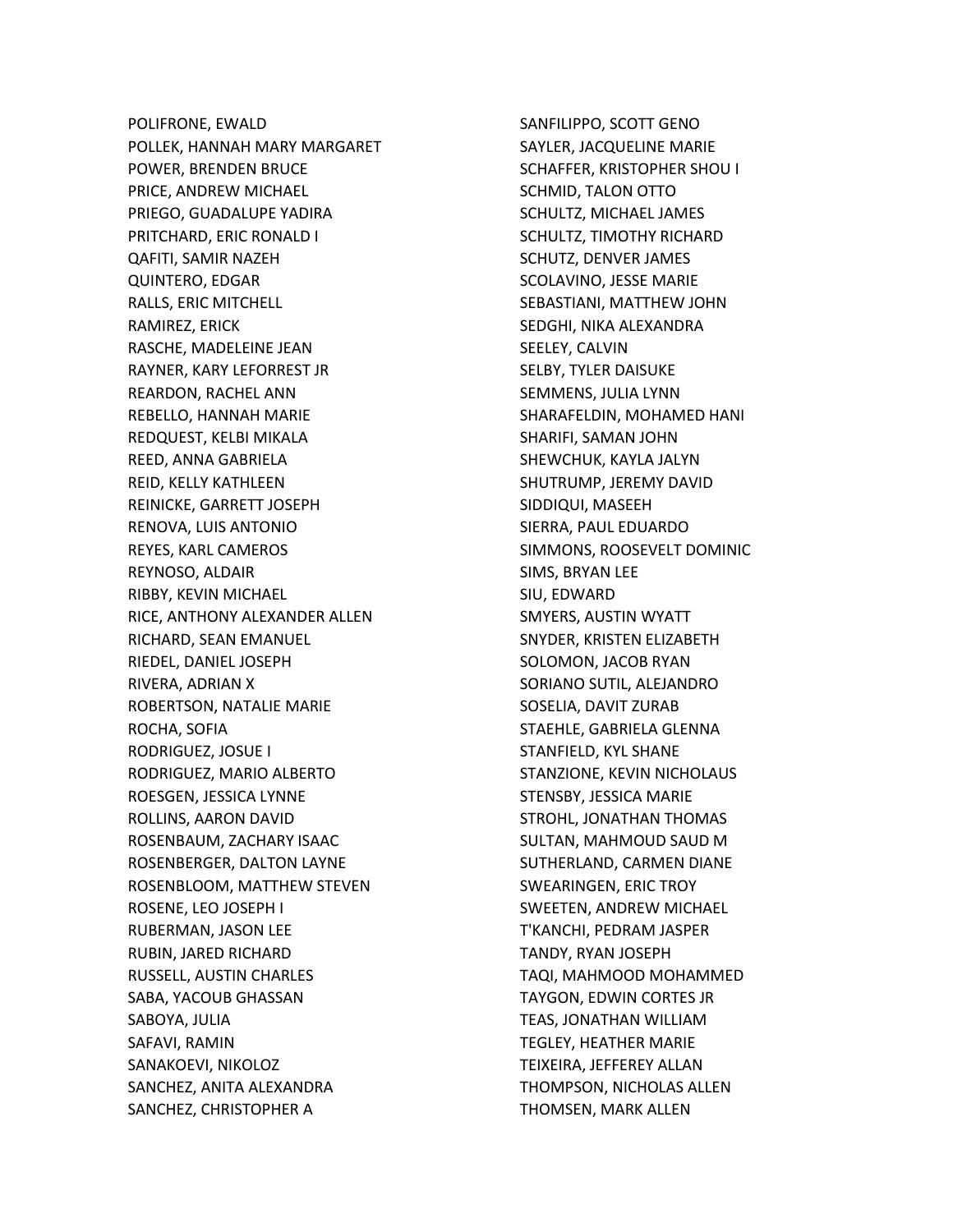POLIFRONE, EWALD
POLLEK, HANNAH MARY MARGARET
POWER, BRENDEN BRUCE
PRICE, ANDREW MICHAEL
PRIEGO, GUADALUPE YADIRA
PRITCHARD, ERIC RONALD I
QAFITI, SAMIR NAZEH
QUINTERO, EDGAR
RALLS, ERIC MITCHELL
RAMIREZ, ERICK
RASCHE, MADELEINE JEAN
RAYNER, KARY LEFORREST JR
REARDON, RACHEL ANN
REBELLO, HANNAH MARIE
REDQUEST, KELBI MIKALA
REED, ANNA GABRIELA
REID, KELLY KATHLEEN
REINICKE, GARRETT JOSEPH
RENOVA, LUIS ANTONIO
REYES, KARL CAMEROS
REYNOSO, ALDAIR
RIBBY, KEVIN MICHAEL
RICE, ANTHONY ALEXANDER ALLEN
RICHARD, SEAN EMANUEL
RIEDEL, DANIEL JOSEPH
RIVERA, ADRIAN X
ROBERTSON, NATALIE MARIE
ROCHA, SOFIA
RODRIGUEZ, JOSUE I
RODRIGUEZ, MARIO ALBERTO
ROESGEN, JESSICA LYNNE
ROLLINS, AARON DAVID
ROSENBAUM, ZACHARY ISAAC
ROSENBERGER, DALTON LAYNE
ROSENBLOOM, MATTHEW STEVEN
ROSENE, LEO JOSEPH I
RUBERMAN, JASON LEE
RUBIN, JARED RICHARD
RUSSELL, AUSTIN CHARLES
SABA, YACOUB GHASSAN
SABOYA, JULIA
SAFAVI, RAMIN
SANAKOEVI, NIKOLOZ
SANCHEZ, ANITA ALEXANDRA
SANCHEZ, CHRISTOPHER A
SANFILIPPO, SCOTT GENO
SAYLER, JACQUELINE MARIE
SCHAFFER, KRISTOPHER SHOU I
SCHMID, TALON OTTO
SCHULTZ, MICHAEL JAMES
SCHULTZ, TIMOTHY RICHARD
SCHUTZ, DENVER JAMES
SCOLAVINO, JESSE MARIE
SEBASTIANI, MATTHEW JOHN
SEDGHI, NIKA ALEXANDRA
SEELEY, CALVIN
SELBY, TYLER DAISUKE
SEMMENS, JULIA LYNN
SHARAFELDIN, MOHAMED HANI
SHARIFI, SAMAN JOHN
SHEWCHUK, KAYLA JALYN
SHUTRUMP, JEREMY DAVID
SIDDIQUI, MASEEH
SIERRA, PAUL EDUARDO
SIMMONS, ROOSEVELT DOMINIC
SIMS, BRYAN LEE
SIU, EDWARD
SMYERS, AUSTIN WYATT
SNYDER, KRISTEN ELIZABETH
SOLOMON, JACOB RYAN
SORIANO SUTIL, ALEJANDRO
SOSELIA, DAVIT ZURAB
STAEHLE, GABRIELA GLENNA
STANFIELD, KYL SHANE
STANZIONE, KEVIN NICHOLAUS
STENSBY, JESSICA MARIE
STROHL, JONATHAN THOMAS
SULTAN, MAHMOUD SAUD M
SUTHERLAND, CARMEN DIANE
SWEARINGEN, ERIC TROY
SWEETEN, ANDREW MICHAEL
T'KANCHI, PEDRAM JASPER
TANDY, RYAN JOSEPH
TAQI, MAHMOOD MOHAMMED
TAYGON, EDWIN CORTES JR
TEAS, JONATHAN WILLIAM
TEGLEY, HEATHER MARIE
TEIXEIRA, JEFFEREY ALLAN
THOMPSON, NICHOLAS ALLEN
THOMSEN, MARK ALLEN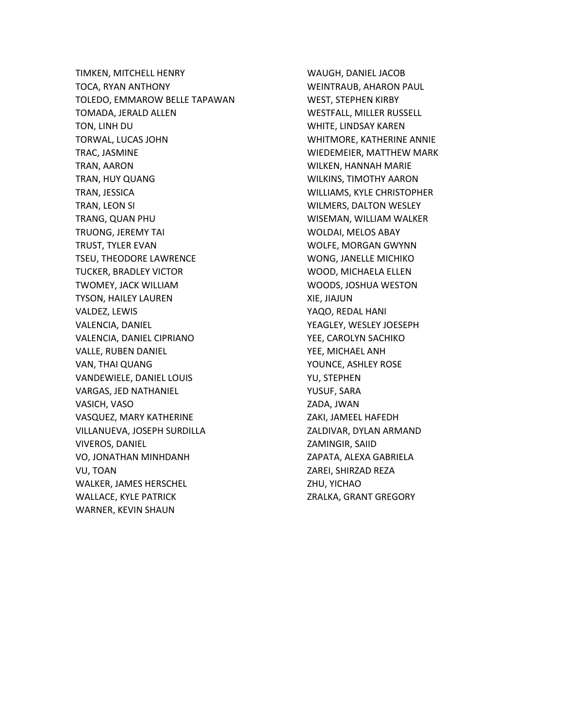TIMKEN, MITCHELL HENRY
TOCA, RYAN ANTHONY
TOLEDO, EMMAROW BELLE TAPAWAN
TOMADA, JERALD ALLEN
TON, LINH DU
TORWAL, LUCAS JOHN
TRAC, JASMINE
TRAN, AARON
TRAN, HUY QUANG
TRAN, JESSICA
TRAN, LEON SI
TRANG, QUAN PHU
TRUONG, JEREMY TAI
TRUST, TYLER EVAN
TSEU, THEODORE LAWRENCE
TUCKER, BRADLEY VICTOR
TWOMEY, JACK WILLIAM
TYSON, HAILEY LAUREN
VALDEZ, LEWIS
VALENCIA, DANIEL
VALENCIA, DANIEL CIPRIANO
VALLE, RUBEN DANIEL
VAN, THAI QUANG
VANDEWIELE, DANIEL LOUIS
VARGAS, JED NATHANIEL
VASICH, VASO
VASQUEZ, MARY KATHERINE
VILLANUEVA, JOSEPH SURDILLA
VIVEROS, DANIEL
VO, JONATHAN MINHDANH
VU, TOAN
WALKER, JAMES HERSCHEL
WALLACE, KYLE PATRICK
WARNER, KEVIN SHAUN
WAUGH, DANIEL JACOB
WEINTRAUB, AHARON PAUL
WEST, STEPHEN KIRBY
WESTFALL, MILLER RUSSELL
WHITE, LINDSAY KAREN
WHITMORE, KATHERINE ANNIE
WIEDEMEIER, MATTHEW MARK
WILKEN, HANNAH MARIE
WILKINS, TIMOTHY AARON
WILLIAMS, KYLE CHRISTOPHER
WILMERS, DALTON WESLEY
WISEMAN, WILLIAM WALKER
WOLDAI, MELOS ABAY
WOLFE, MORGAN GWYNN
WONG, JANELLE MICHIKO
WOOD, MICHAELA ELLEN
WOODS, JOSHUA WESTON
XIE, JIAJUN
YAQO, REDAL HANI
YEAGLEY, WESLEY JOESEPH
YEE, CAROLYN SACHIKO
YEE, MICHAEL ANH
YOUNCE, ASHLEY ROSE
YU, STEPHEN
YUSUF, SARA
ZADA, JWAN
ZAKI, JAMEEL HAFEDH
ZALDIVAR, DYLAN ARMAND
ZAMINGIR, SAIID
ZAPATA, ALEXA GABRIELA
ZAREI, SHIRZAD REZA
ZHU, YICHAO
ZRALKA, GRANT GREGORY